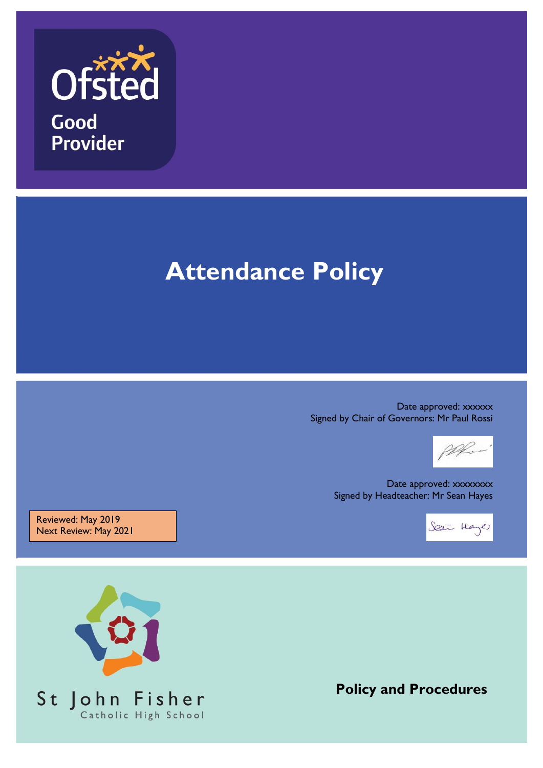Ofsted

Good Provider

# Attendance Policy

Date approved: xxxxxx
Signed by Chair of Governors: Mr Paul Rossi

Date approved: xxxxxxxx
Signed by Headteacher: Mr Sean Hayes

Reviewed: May 2019
Next Review: May 2021

St John Fisher
Catholic High School

**Policy and Procedures**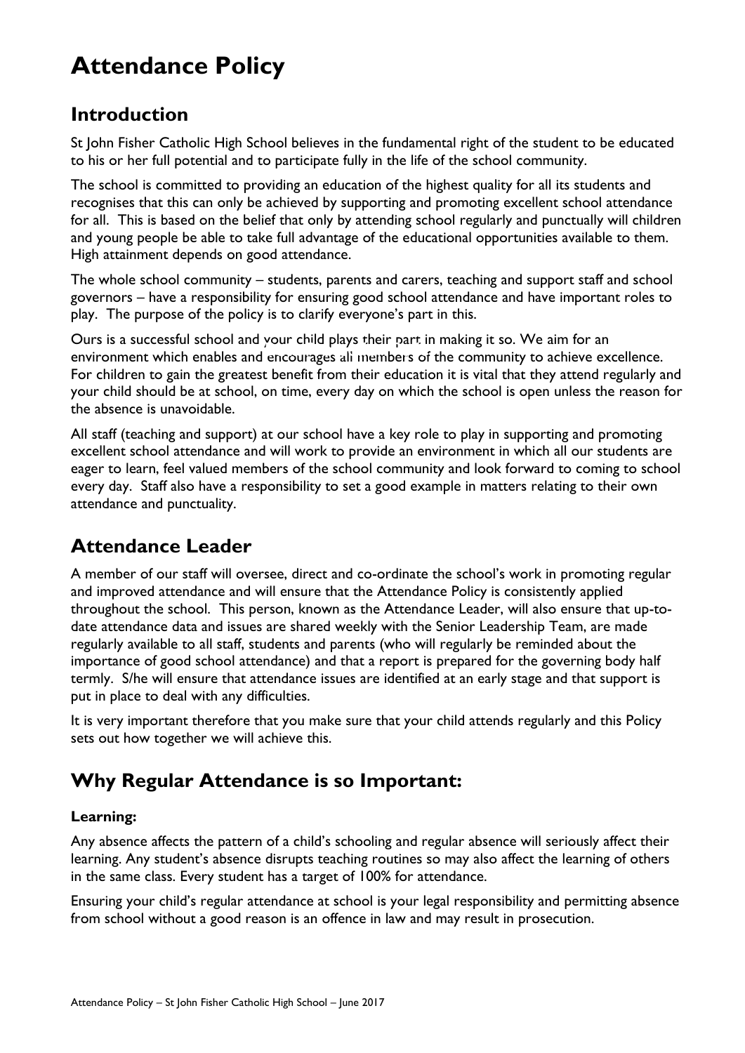# Attendance Policy

## Introduction

St John Fisher Catholic High School believes in the fundamental right of the student to be educated to his or her full potential and to participate fully in the life of the school community.

The school is committed to providing an education of the highest quality for all its students and recognises that this can only be achieved by supporting and promoting excellent school attendance for all. This is based on the belief that only by attending school regularly and punctually will children and young people be able to take full advantage of the educational opportunities available to them. High attainment depends on good attendance.

The whole school community – students, parents and carers, teaching and support staff and school governors – have a responsibility for ensuring good school attendance and have important roles to play. The purpose of the policy is to clarify everyone's part in this.

Ours is a successful school and your child plays their part in making it so. We aim for an environment which enables and encourages all members of the community to achieve excellence. For children to gain the greatest benefit from their education it is vital that they attend regularly and your child should be at school, on time, every day on which the school is open unless the reason for the absence is unavoidable.

All staff (teaching and support) at our school have a key role to play in supporting and promoting excellent school attendance and will work to provide an environment in which all our students are eager to learn, feel valued members of the school community and look forward to coming to school every day. Staff also have a responsibility to set a good example in matters relating to their own attendance and punctuality.

## Attendance Leader

A member of our staff will oversee, direct and co-ordinate the school's work in promoting regular and improved attendance and will ensure that the Attendance Policy is consistently applied throughout the school. This person, known as the Attendance Leader, will also ensure that up-to-date attendance data and issues are shared weekly with the Senior Leadership Team, are made regularly available to all staff, students and parents (who will regularly be reminded about the importance of good school attendance) and that a report is prepared for the governing body half termly. S/he will ensure that attendance issues are identified at an early stage and that support is put in place to deal with any difficulties.

It is very important therefore that you make sure that your child attends regularly and this Policy sets out how together we will achieve this.

## Why Regular Attendance is so Important:

### Learning:

Any absence affects the pattern of a child's schooling and regular absence will seriously affect their learning. Any student's absence disrupts teaching routines so may also affect the learning of others in the same class. Every student has a target of 100% for attendance.

Ensuring your child's regular attendance at school is your legal responsibility and permitting absence from school without a good reason is an offence in law and may result in prosecution.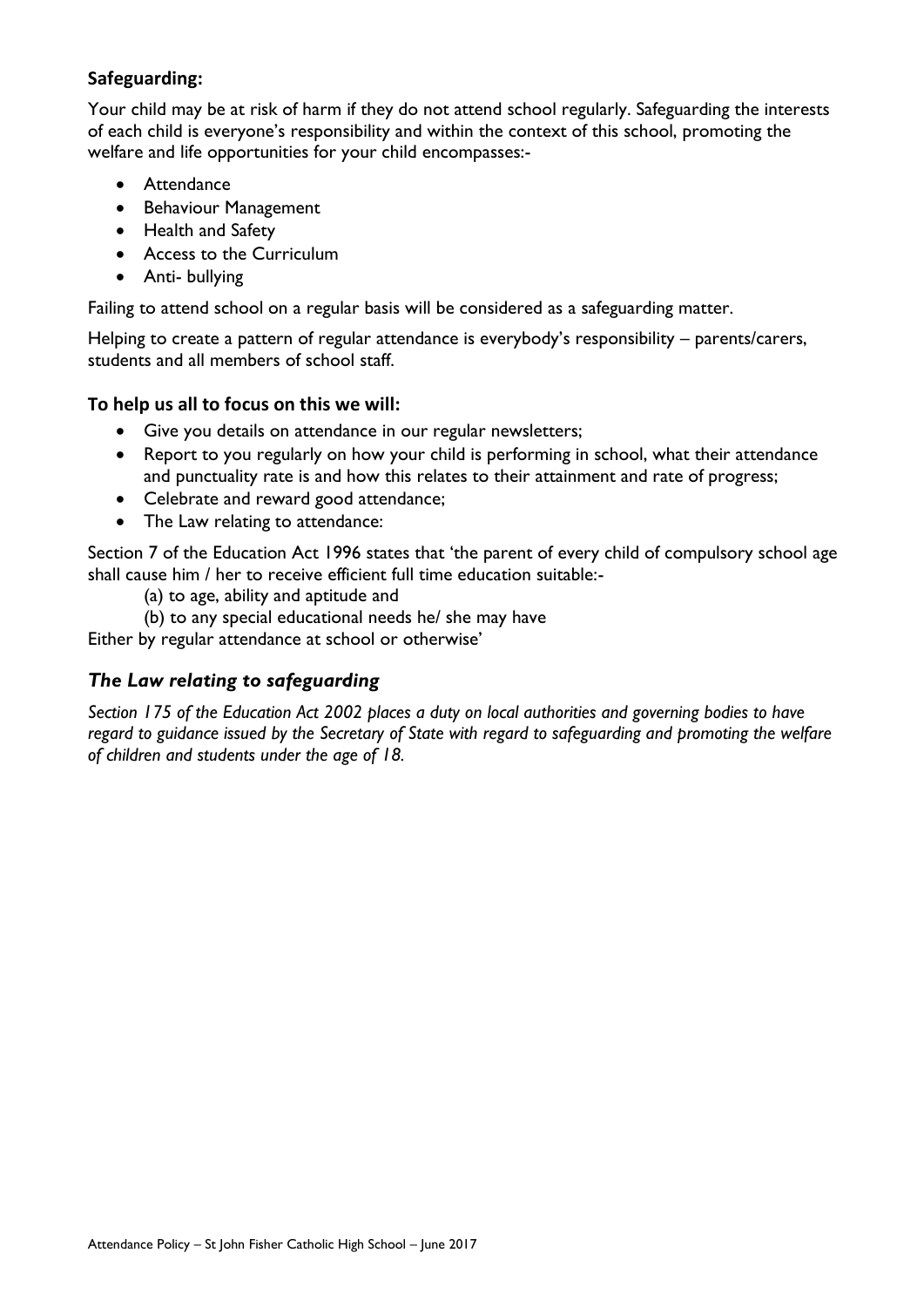### Safeguarding:

Your child may be at risk of harm if they do not attend school regularly. Safeguarding the interests of each child is everyone's responsibility and within the context of this school, promoting the welfare and life opportunities for your child encompasses:-

- Attendance
- Behaviour Management
- Health and Safety
- Access to the Curriculum
- Anti- bullying

Failing to attend school on a regular basis will be considered as a safeguarding matter.

Helping to create a pattern of regular attendance is everybody's responsibility – parents/carers, students and all members of school staff.

### To help us all to focus on this we will:

- Give you details on attendance in our regular newsletters;
- Report to you regularly on how your child is performing in school, what their attendance and punctuality rate is and how this relates to their attainment and rate of progress;
- Celebrate and reward good attendance;
- The Law relating to attendance:

Section 7 of the Education Act 1996 states that 'the parent of every child of compulsory school age shall cause him / her to receive efficient full time education suitable:-

(a) to age, ability and aptitude and

(b) to any special educational needs he/ she may have

Either by regular attendance at school or otherwise'

### *The Law relating to safeguarding*

*Section 175 of the Education Act 2002 places a duty on local authorities and governing bodies to have regard to guidance issued by the Secretary of State with regard to safeguarding and promoting the welfare of children and students under the age of 18.*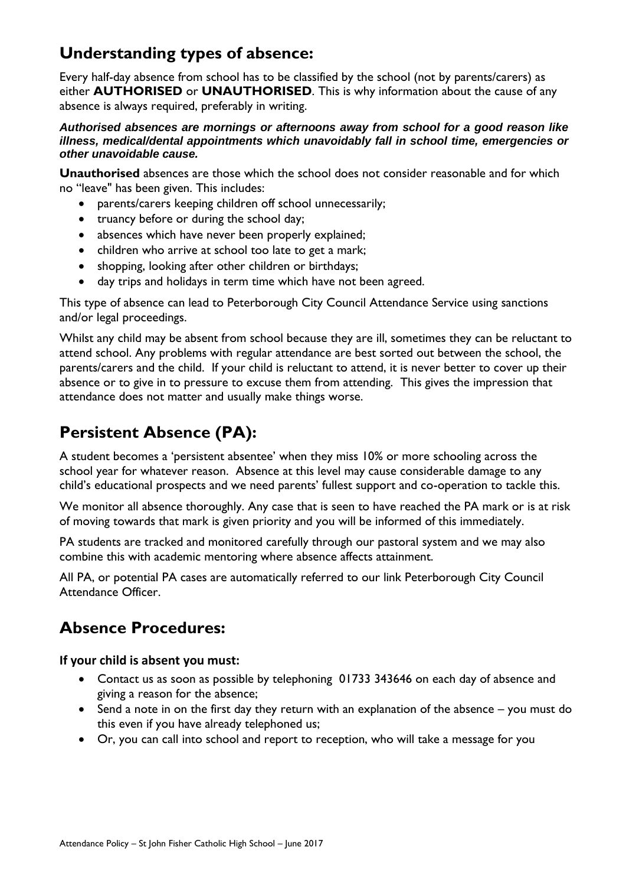## Understanding types of absence:

Every half-day absence from school has to be classified by the school (not by parents/carers) as either **AUTHORISED** or **UNAUTHORISED**. This is why information about the cause of any absence is always required, preferably in writing.

***Authorised absences are mornings or afternoons away from school for a good reason like illness, medical/dental appointments which unavoidably fall in school time, emergencies or other unavoidable cause.***

**Unauthorised** absences are those which the school does not consider reasonable and for which no "leave" has been given. This includes:

- parents/carers keeping children off school unnecessarily;
- truancy before or during the school day;
- absences which have never been properly explained;
- children who arrive at school too late to get a mark;
- shopping, looking after other children or birthdays;
- day trips and holidays in term time which have not been agreed.

This type of absence can lead to Peterborough City Council Attendance Service using sanctions and/or legal proceedings.

Whilst any child may be absent from school because they are ill, sometimes they can be reluctant to attend school. Any problems with regular attendance are best sorted out between the school, the parents/carers and the child. If your child is reluctant to attend, it is never better to cover up their absence or to give in to pressure to excuse them from attending. This gives the impression that attendance does not matter and usually make things worse.

## Persistent Absence (PA):

A student becomes a 'persistent absentee' when they miss 10% or more schooling across the school year for whatever reason. Absence at this level may cause considerable damage to any child's educational prospects and we need parents' fullest support and co-operation to tackle this.

We monitor all absence thoroughly. Any case that is seen to have reached the PA mark or is at risk of moving towards that mark is given priority and you will be informed of this immediately.

PA students are tracked and monitored carefully through our pastoral system and we may also combine this with academic mentoring where absence affects attainment.

All PA, or potential PA cases are automatically referred to our link Peterborough City Council Attendance Officer.

## Absence Procedures:

**If your child is absent you must:**

- Contact us as soon as possible by telephoning 01733 343646 on each day of absence and giving a reason for the absence;
- Send a note in on the first day they return with an explanation of the absence – you must do this even if you have already telephoned us;
- Or, you can call into school and report to reception, who will take a message for you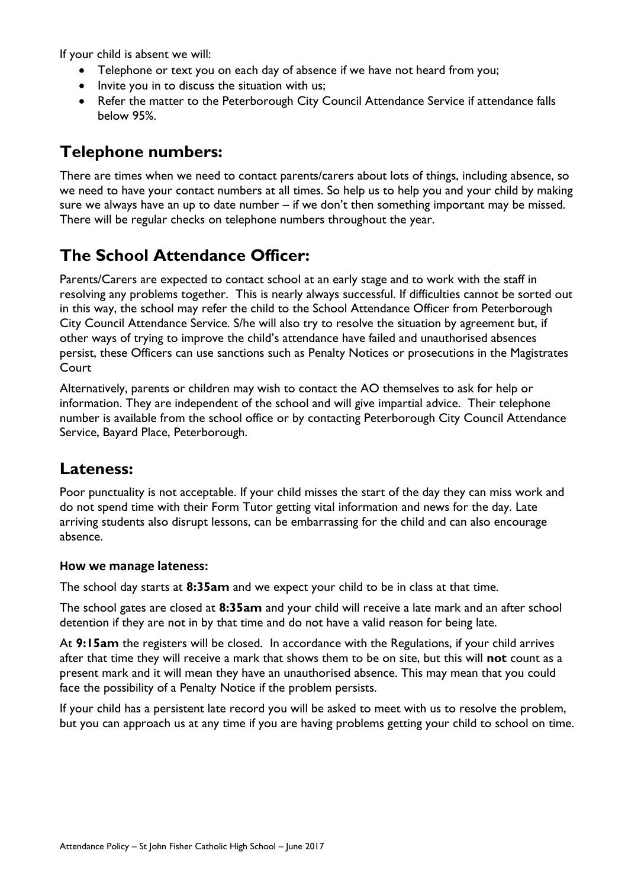If your child is absent we will:

- Telephone or text you on each day of absence if we have not heard from you;
- Invite you in to discuss the situation with us;
- Refer the matter to the Peterborough City Council Attendance Service if attendance falls below 95%.

## Telephone numbers:

There are times when we need to contact parents/carers about lots of things, including absence, so we need to have your contact numbers at all times. So help us to help you and your child by making sure we always have an up to date number – if we don't then something important may be missed. There will be regular checks on telephone numbers throughout the year.

## The School Attendance Officer:

Parents/Carers are expected to contact school at an early stage and to work with the staff in resolving any problems together. This is nearly always successful. If difficulties cannot be sorted out in this way, the school may refer the child to the School Attendance Officer from Peterborough City Council Attendance Service. S/he will also try to resolve the situation by agreement but, if other ways of trying to improve the child's attendance have failed and unauthorised absences persist, these Officers can use sanctions such as Penalty Notices or prosecutions in the Magistrates Court

Alternatively, parents or children may wish to contact the AO themselves to ask for help or information. They are independent of the school and will give impartial advice. Their telephone number is available from the school office or by contacting Peterborough City Council Attendance Service, Bayard Place, Peterborough.

## Lateness:

Poor punctuality is not acceptable. If your child misses the start of the day they can miss work and do not spend time with their Form Tutor getting vital information and news for the day. Late arriving students also disrupt lessons, can be embarrassing for the child and can also encourage absence.

### How we manage lateness:

The school day starts at **8:35am** and we expect your child to be in class at that time.

The school gates are closed at **8:35am** and your child will receive a late mark and an after school detention if they are not in by that time and do not have a valid reason for being late.

At **9:15am** the registers will be closed. In accordance with the Regulations, if your child arrives after that time they will receive a mark that shows them to be on site, but this will **not** count as a present mark and it will mean they have an unauthorised absence. This may mean that you could face the possibility of a Penalty Notice if the problem persists.

If your child has a persistent late record you will be asked to meet with us to resolve the problem, but you can approach us at any time if you are having problems getting your child to school on time.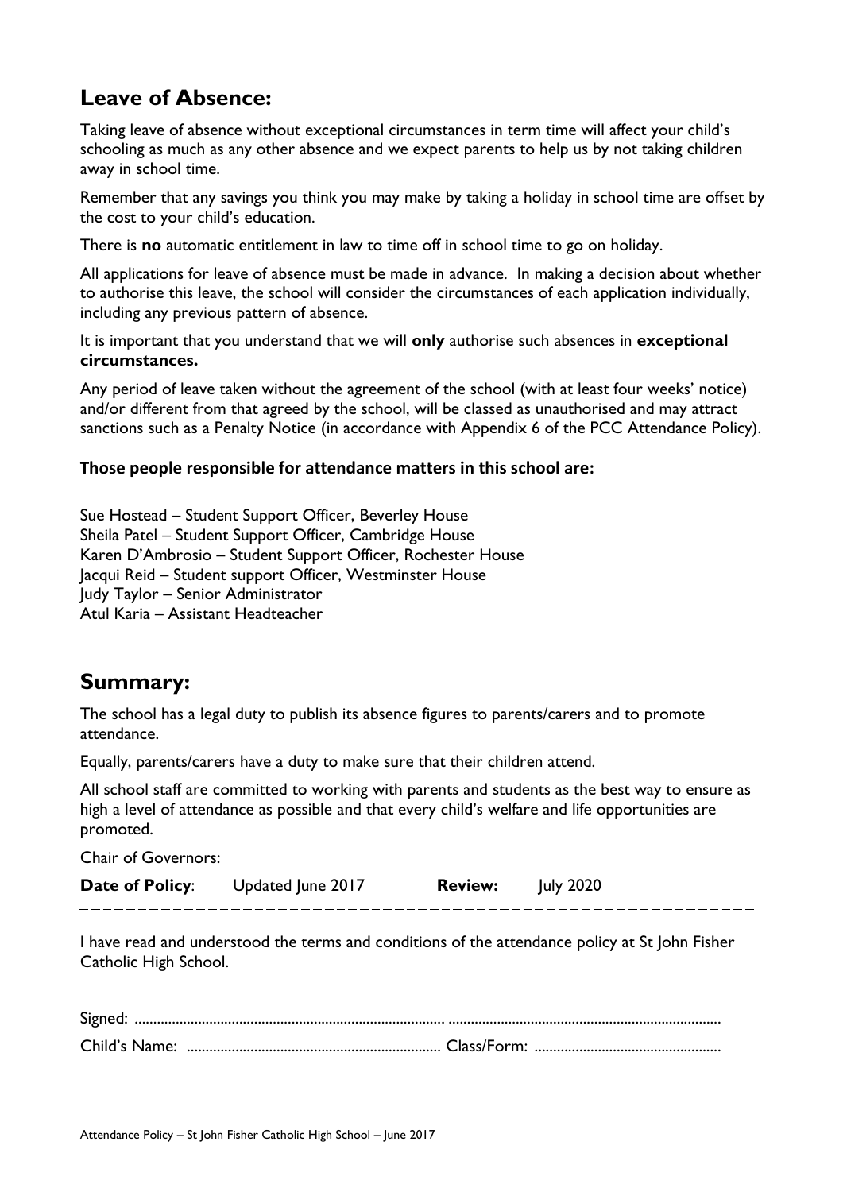## Leave of Absence:

Taking leave of absence without exceptional circumstances in term time will affect your child's schooling as much as any other absence and we expect parents to help us by not taking children away in school time.

Remember that any savings you think you may make by taking a holiday in school time are offset by the cost to your child's education.

There is **no** automatic entitlement in law to time off in school time to go on holiday.

All applications for leave of absence must be made in advance. In making a decision about whether to authorise this leave, the school will consider the circumstances of each application individually, including any previous pattern of absence.

It is important that you understand that we will **only** authorise such absences in **exceptional circumstances.**

Any period of leave taken without the agreement of the school (with at least four weeks' notice) and/or different from that agreed by the school, will be classed as unauthorised and may attract sanctions such as a Penalty Notice (in accordance with Appendix 6 of the PCC Attendance Policy).

**Those people responsible for attendance matters in this school are:**

Sue Hostead – Student Support Officer, Beverley House
Sheila Patel – Student Support Officer, Cambridge House
Karen D'Ambrosio – Student Support Officer, Rochester House
Jacqui Reid – Student support Officer, Westminster House
Judy Taylor – Senior Administrator
Atul Karia – Assistant Headteacher

## Summary:

The school has a legal duty to publish its absence figures to parents/carers and to promote attendance.

Equally, parents/carers have a duty to make sure that their children attend.

All school staff are committed to working with parents and students as the best way to ensure as high a level of attendance as possible and that every child's welfare and life opportunities are promoted.

Chair of Governors:

**Date of Policy**: Updated June 2017 **Review:** July 2020

---

I have read and understood the terms and conditions of the attendance policy at St John Fisher Catholic High School.

Signed: ....................................................................................... ........................................................................

Child's Name: .................................................................... Class/Form: ..................................................